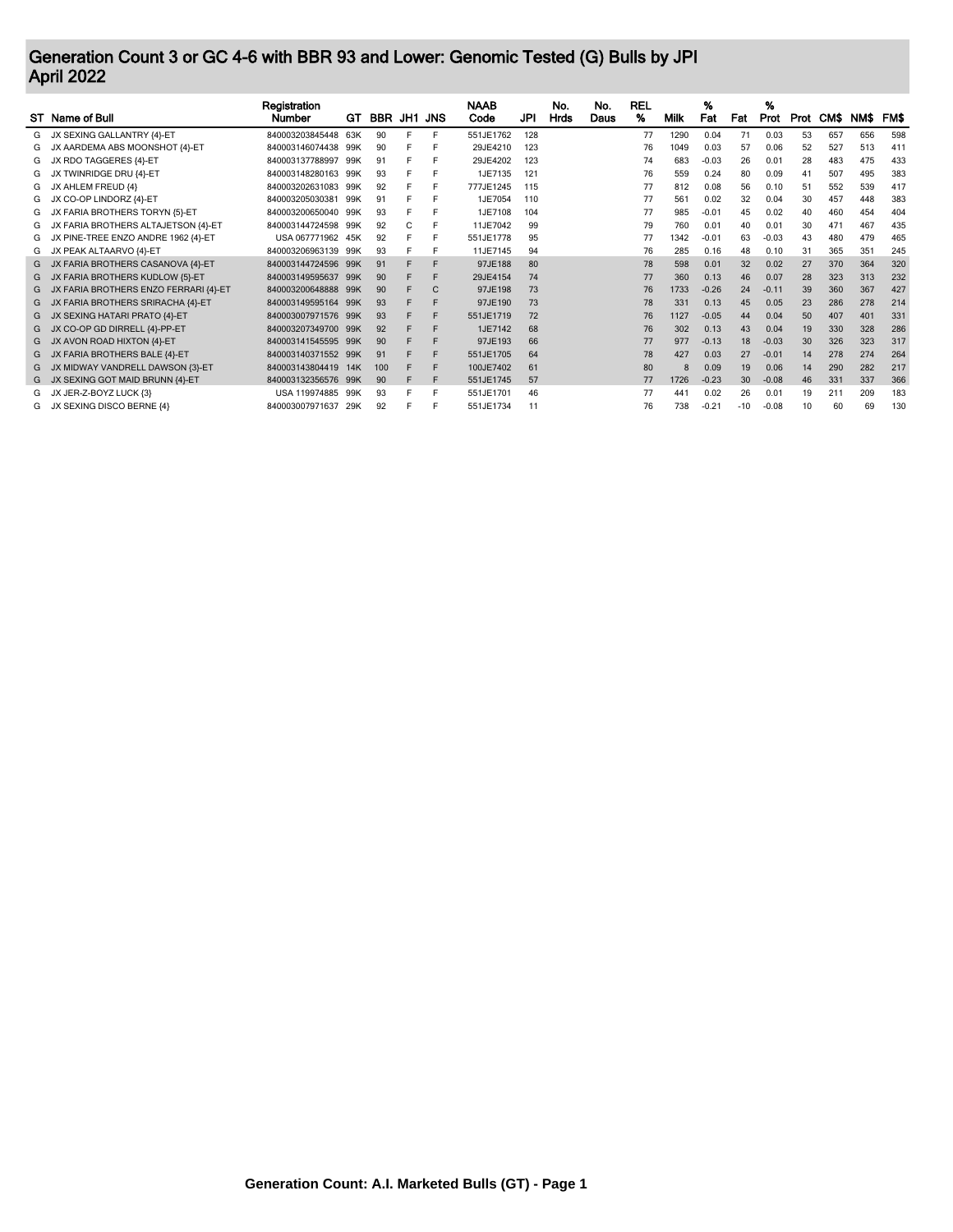# Generation Count 3 or GC 4-6 with BBR 93 and Lower: Genomic Tested (G) Bulls by JPI
# April 2022

| ST | Name of Bull | Registration Number | GT | BBR | JH1 | JNS | NAAB Code | JPI | No. Hrds | No. Daus | REL % | Milk | % Fat | Fat | % Prot | Prot | CM$ | NM$ | FM$ |
|---|---|---|---|---|---|---|---|---|---|---|---|---|---|---|---|---|---|---|---|
| G | JX SEXING GALLANTRY {4}-ET | 840003203845448 | 63K | 90 | F | F | 551JE1762 | 128 | | | 77 | 1290 | 0.04 | 71 | 0.03 | 53 | 657 | 656 | 598 |
| G | JX AARDEMA ABS MOONSHOT {4}-ET | 840003146074438 | 99K | 90 | F | F | 29JE4210 | 123 | | | 76 | 1049 | 0.03 | 57 | 0.06 | 52 | 527 | 513 | 411 |
| G | JX RDO TAGGERES {4}-ET | 840003137788997 | 99K | 91 | F | F | 29JE4202 | 123 | | | 74 | 683 | -0.03 | 26 | 0.01 | 28 | 483 | 475 | 433 |
| G | JX TWINRIDGE DRU {4}-ET | 840003148280163 | 99K | 93 | F | F | 1JE7135 | 121 | | | 76 | 559 | 0.24 | 80 | 0.09 | 41 | 507 | 495 | 383 |
| G | JX AHLEM FREUD {4} | 840003202631083 | 99K | 92 | F | F | 777JE1245 | 115 | | | 77 | 812 | 0.08 | 56 | 0.10 | 51 | 552 | 539 | 417 |
| G | JX CO-OP LINDORZ {4}-ET | 840003205030381 | 99K | 91 | F | F | 1JE7054 | 110 | | | 77 | 561 | 0.02 | 32 | 0.04 | 30 | 457 | 448 | 383 |
| G | JX FARIA BROTHERS TORYN {5}-ET | 840003200650040 | 99K | 93 | F | F | 1JE7108 | 104 | | | 77 | 985 | -0.01 | 45 | 0.02 | 40 | 460 | 454 | 404 |
| G | JX FARIA BROTHERS ALTAJETSON {4}-ET | 840003144724598 | 99K | 92 | C | F | 11JE7042 | 99 | | | 79 | 760 | 0.01 | 40 | 0.01 | 30 | 471 | 467 | 435 |
| G | JX PINE-TREE ENZO ANDRE 1962 {4}-ET | USA 067771962 | 45K | 92 | F | F | 551JE1778 | 95 | | | 77 | 1342 | -0.01 | 63 | -0.03 | 43 | 480 | 479 | 465 |
| G | JX PEAK ALTAARVO {4}-ET | 840003206963139 | 99K | 93 | F | F | 11JE7145 | 94 | | | 76 | 285 | 0.16 | 48 | 0.10 | 31 | 365 | 351 | 245 |
| G | JX FARIA BROTHERS CASANOVA {4}-ET | 840003144724596 | 99K | 91 | F | F | 97JE188 | 80 | | | 78 | 598 | 0.01 | 32 | 0.02 | 27 | 370 | 364 | 320 |
| G | JX FARIA BROTHERS KUDLOW {5}-ET | 840003149595637 | 99K | 90 | F | F | 29JE4154 | 74 | | | 77 | 360 | 0.13 | 46 | 0.07 | 28 | 323 | 313 | 232 |
| G | JX FARIA BROTHERS ENZO FERRARI {4}-ET | 840003200648888 | 99K | 90 | F | C | 97JE198 | 73 | | | 76 | 1733 | -0.26 | 24 | -0.11 | 39 | 360 | 367 | 427 |
| G | JX FARIA BROTHERS SRIRACHA {4}-ET | 840003149595164 | 99K | 93 | F | F | 97JE190 | 73 | | | 78 | 331 | 0.13 | 45 | 0.05 | 23 | 286 | 278 | 214 |
| G | JX SEXING HATARI PRATO {4}-ET | 840003007971576 | 99K | 93 | F | F | 551JE1719 | 72 | | | 76 | 1127 | -0.05 | 44 | 0.04 | 50 | 407 | 401 | 331 |
| G | JX CO-OP GD DIRRELL {4}-PP-ET | 840003207349700 | 99K | 92 | F | F | 1JE7142 | 68 | | | 76 | 302 | 0.13 | 43 | 0.04 | 19 | 330 | 328 | 286 |
| G | JX AVON ROAD HIXTON {4}-ET | 840003141545595 | 99K | 90 | F | F | 97JE193 | 66 | | | 77 | 977 | -0.13 | 18 | -0.03 | 30 | 326 | 323 | 317 |
| G | JX FARIA BROTHERS BALE {4}-ET | 840003140371552 | 99K | 91 | F | F | 551JE1705 | 64 | | | 78 | 427 | 0.03 | 27 | -0.01 | 14 | 278 | 274 | 264 |
| G | JX MIDWAY VANDRELL DAWSON {3}-ET | 840003143804419 | 14K | 100 | F | F | 100JE7402 | 61 | | | 80 | 8 | 0.09 | 19 | 0.06 | 14 | 290 | 282 | 217 |
| G | JX SEXING GOT MAID BRUNN {4}-ET | 840003132356576 | 99K | 90 | F | F | 551JE1745 | 57 | | | 77 | 1726 | -0.23 | 30 | -0.08 | 46 | 331 | 337 | 366 |
| G | JX JER-Z-BOYZ LUCK {3} | USA 119974885 | 99K | 93 | F | F | 551JE1701 | 46 | | | 77 | 441 | 0.02 | 26 | 0.01 | 19 | 211 | 209 | 183 |
| G | JX SEXING DISCO BERNE {4} | 840003007971637 | 29K | 92 | F | F | 551JE1734 | 11 | | | 76 | 738 | -0.21 | -10 | -0.08 | 10 | 60 | 69 | 130 |

**Generation Count: A.I. Marketed Bulls (GT) - Page 1**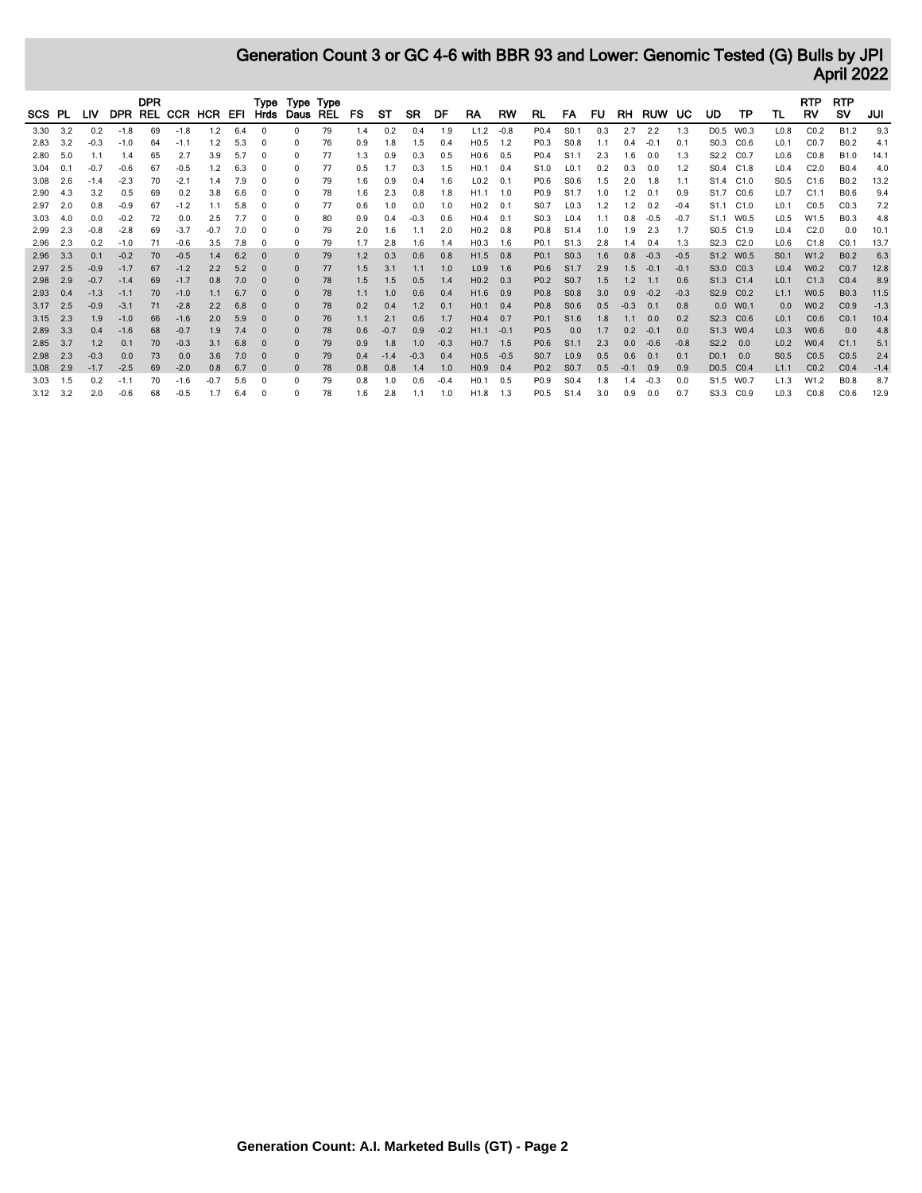# Generation Count 3 or GC 4-6 with BBR 93 and Lower: Genomic Tested (G) Bulls by JPI April 2022

| SCS | PL | LIV | DPR | DPR REL | CCR | HCR | EFI | Type Hrds | Type Daus | Type REL | FS | ST | SR | DF | RA | RW | RL | FA | FU | RH | RUW | UC | UD | TP | TL | RTP RV | RTP SV | JUI |
|---|---|---|---|---|---|---|---|---|---|---|---|---|---|---|---|---|---|---|---|---|---|---|---|---|---|---|---|---|
| 3.30 | 3.2 | 0.2 | -1.8 | 69 | -1.8 | 1.2 | 6.4 | 0 | 0 | 79 | 1.4 | 0.2 | 0.4 | 1.9 | L1.2 | -0.8 | P0.4 | S0.1 | 0.3 | 2.7 | 2.2 | 1.3 | D0.5 | W0.3 | L0.8 | C0.2 | B1.2 | 9.3 |
| 2.83 | 3.2 | -0.3 | -1.0 | 64 | -1.1 | 1.2 | 5.3 | 0 | 0 | 76 | 0.9 | 1.8 | 1.5 | 0.4 | H0.5 | 1.2 | P0.3 | S0.8 | 1.1 | 0.4 | -0.1 | 0.1 | S0.3 | C0.6 | L0.1 | C0.7 | B0.2 | 4.1 |
| 2.80 | 5.0 | 1.1 | 1.4 | 65 | 2.7 | 3.9 | 5.7 | 0 | 0 | 77 | 1.3 | 0.9 | 0.3 | 0.5 | H0.6 | 0.5 | P0.4 | S1.1 | 2.3 | 1.6 | 0.0 | 1.3 | S2.2 | C0.7 | L0.6 | C0.8 | B1.0 | 14.1 |
| 3.04 | 0.1 | -0.7 | -0.6 | 67 | -0.5 | 1.2 | 6.3 | 0 | 0 | 77 | 0.5 | 1.7 | 0.3 | 1.5 | H0.1 | 0.4 | S1.0 | L0.1 | 0.2 | 0.3 | 0.0 | 1.2 | S0.4 | C1.8 | L0.4 | C2.0 | B0.4 | 4.0 |
| 3.08 | 2.6 | -1.4 | -2.3 | 70 | -2.1 | 1.4 | 7.9 | 0 | 0 | 79 | 1.6 | 0.9 | 0.4 | 1.6 | L0.2 | 0.1 | P0.6 | S0.6 | 1.5 | 2.0 | 1.8 | 1.1 | S1.4 | C1.0 | S0.5 | C1.6 | B0.2 | 13.2 |
| 2.90 | 4.3 | 3.2 | 0.5 | 69 | 0.2 | 3.8 | 6.6 | 0 | 0 | 78 | 1.6 | 2.3 | 0.8 | 1.8 | H1.1 | 1.0 | P0.9 | S1.7 | 1.0 | 1.2 | 0.1 | 0.9 | S1.7 | C0.6 | L0.7 | C1.1 | B0.6 | 9.4 |
| 2.97 | 2.0 | 0.8 | -0.9 | 67 | -1.2 | 1.1 | 5.8 | 0 | 0 | 77 | 0.6 | 1.0 | 0.0 | 1.0 | H0.2 | 0.1 | S0.7 | L0.3 | 1.2 | 1.2 | 0.2 | -0.4 | S1.1 | C1.0 | L0.1 | C0.5 | C0.3 | 7.2 |
| 3.03 | 4.0 | 0.0 | -0.2 | 72 | 0.0 | 2.5 | 7.7 | 0 | 0 | 80 | 0.9 | 0.4 | -0.3 | 0.6 | H0.4 | 0.1 | S0.3 | L0.4 | 1.1 | 0.8 | -0.5 | -0.7 | S1.1 | W0.5 | L0.5 | W1.5 | B0.3 | 4.8 |
| 2.99 | 2.3 | -0.8 | -2.8 | 69 | -3.7 | -0.7 | 7.0 | 0 | 0 | 79 | 2.0 | 1.6 | 1.1 | 2.0 | H0.2 | 0.8 | P0.8 | S1.4 | 1.0 | 1.9 | 2.3 | 1.7 | S0.5 | C1.9 | L0.4 | C2.0 | 0.0 | 10.1 |
| 2.96 | 2.3 | 0.2 | -1.0 | 71 | -0.6 | 3.5 | 7.8 | 0 | 0 | 79 | 1.7 | 2.8 | 1.6 | 1.4 | H0.3 | 1.6 | P0.1 | S1.3 | 2.8 | 1.4 | 0.4 | 1.3 | S2.3 | C2.0 | L0.6 | C1.8 | C0.1 | 13.7 |
| 2.96 | 3.3 | 0.1 | -0.2 | 70 | -0.5 | 1.4 | 6.2 | 0 | 0 | 79 | 1.2 | 0.3 | 0.6 | 0.8 | H1.5 | 0.8 | P0.1 | S0.3 | 1.6 | 0.8 | -0.3 | -0.5 | S1.2 | W0.5 | S0.1 | W1.2 | B0.2 | 6.3 |
| 2.97 | 2.5 | -0.9 | -1.7 | 67 | -1.2 | 2.2 | 5.2 | 0 | 0 | 77 | 1.5 | 3.1 | 1.1 | 1.0 | L0.9 | 1.6 | P0.6 | S1.7 | 2.9 | 1.5 | -0.1 | -0.1 | S3.0 | C0.3 | L0.4 | W0.2 | C0.7 | 12.8 |
| 2.98 | 2.9 | -0.7 | -1.4 | 69 | -1.7 | 0.8 | 7.0 | 0 | 0 | 78 | 1.5 | 1.5 | 0.5 | 1.4 | H0.2 | 0.3 | P0.2 | S0.7 | 1.5 | 1.2 | 1.1 | 0.6 | S1.3 | C1.4 | L0.1 | C1.3 | C0.4 | 8.9 |
| 2.93 | 0.4 | -1.3 | -1.1 | 70 | -1.0 | 1.1 | 6.7 | 0 | 0 | 78 | 1.1 | 1.0 | 0.6 | 0.4 | H1.6 | 0.9 | P0.8 | S0.8 | 3.0 | 0.9 | -0.2 | -0.3 | S2.9 | C0.2 | L1.1 | W0.5 | B0.3 | 11.5 |
| 3.17 | 2.5 | -0.9 | -3.1 | 71 | -2.8 | 2.2 | 6.8 | 0 | 0 | 78 | 0.2 | 0.4 | 1.2 | 0.1 | H0.1 | 0.4 | P0.8 | S0.6 | 0.5 | -0.3 | 0.1 | 0.8 | 0.0 | W0.1 | 0.0 | W0.2 | C0.9 | -1.3 |
| 3.15 | 2.3 | 1.9 | -1.0 | 66 | -1.6 | 2.0 | 5.9 | 0 | 0 | 76 | 1.1 | 2.1 | 0.6 | 1.7 | H0.4 | 0.7 | P0.1 | S1.6 | 1.8 | 1.1 | 0.0 | 0.2 | S2.3 | C0.6 | L0.1 | C0.6 | C0.1 | 10.4 |
| 2.89 | 3.3 | 0.4 | -1.6 | 68 | -0.7 | 1.9 | 7.4 | 0 | 0 | 78 | 0.6 | -0.7 | 0.9 | -0.2 | H1.1 | -0.1 | P0.5 | 0.0 | 1.7 | 0.2 | -0.1 | 0.0 | S1.3 | W0.4 | L0.3 | W0.6 | 0.0 | 4.8 |
| 2.85 | 3.7 | 1.2 | 0.1 | 70 | -0.3 | 3.1 | 6.8 | 0 | 0 | 79 | 0.9 | 1.8 | 1.0 | -0.3 | H0.7 | 1.5 | P0.6 | S1.1 | 2.3 | 0.0 | -0.6 | -0.8 | S2.2 | 0.0 | L0.2 | W0.4 | C1.1 | 5.1 |
| 2.98 | 2.3 | -0.3 | 0.0 | 73 | 0.0 | 3.6 | 7.0 | 0 | 0 | 79 | 0.4 | -1.4 | -0.3 | 0.4 | H0.5 | -0.5 | S0.7 | L0.9 | 0.5 | 0.6 | 0.1 | 0.1 | D0.1 | 0.0 | S0.5 | C0.5 | C0.5 | 2.4 |
| 3.08 | 2.9 | -1.7 | -2.5 | 69 | -2.0 | 0.8 | 6.7 | 0 | 0 | 78 | 0.8 | 0.8 | 1.4 | 1.0 | H0.9 | 0.4 | P0.2 | S0.7 | 0.5 | -0.1 | 0.9 | 0.9 | D0.5 | C0.4 | L1.1 | C0.2 | C0.4 | -1.4 |
| 3.03 | 1.5 | 0.2 | -1.1 | 70 | -1.6 | -0.7 | 5.6 | 0 | 0 | 79 | 0.8 | 1.0 | 0.6 | -0.4 | H0.1 | 0.5 | P0.9 | S0.4 | 1.8 | 1.4 | -0.3 | 0.0 | S1.5 | W0.7 | L1.3 | W1.2 | B0.8 | 8.7 |
| 3.12 | 3.2 | 2.0 | -0.6 | 68 | -0.5 | 1.7 | 6.4 | 0 | 0 | 78 | 1.6 | 2.8 | 1.1 | 1.0 | H1.8 | 1.3 | P0.5 | S1.4 | 3.0 | 0.9 | 0.0 | 0.7 | S3.3 | C0.9 | L0.3 | C0.8 | C0.6 | 12.9 |

Generation Count: A.I. Marketed Bulls (GT)